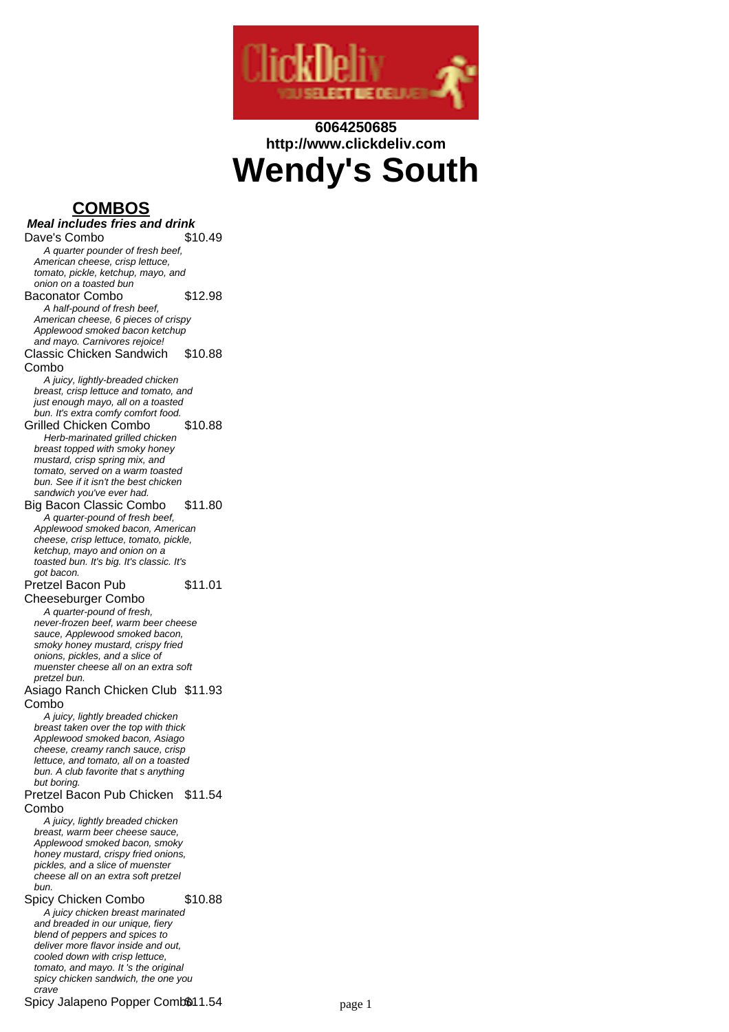**6064250685**
**http://www.clickdeliv.com**

# Wendy's South

## COMBOS

***Meal includes fries and drink***

Dave's Combo $10.49
*A quarter pounder of fresh beef, American cheese, crisp lettuce, tomato, pickle, ketchup, mayo, and onion on a toasted bun*

Baconator Combo $12.98
*A half-pound of fresh beef, American cheese, 6 pieces of crispy Applewood smoked bacon ketchup and mayo. Carnivores rejoice!*

Classic Chicken Sandwich Combo $10.88
*A juicy, lightly-breaded chicken breast, crisp lettuce and tomato, and just enough mayo, all on a toasted bun. It's extra comfy comfort food.*

Grilled Chicken Combo $10.88
*Herb-marinated grilled chicken breast topped with smoky honey mustard, crisp spring mix, and tomato, served on a warm toasted bun. See if it isn't the best chicken sandwich you've ever had.*

Big Bacon Classic Combo $11.80
*A quarter-pound of fresh beef, Applewood smoked bacon, American cheese, crisp lettuce, tomato, pickle, ketchup, mayo and onion on a toasted bun. It's big. It's classic. It's got bacon.*

Pretzel Bacon Pub Cheeseburger Combo $11.01
*A quarter-pound of fresh, never-frozen beef, warm beer cheese sauce, Applewood smoked bacon, smoky honey mustard, crispy fried onions, pickles, and a slice of muenster cheese all on an extra soft pretzel bun.*

Asiago Ranch Chicken Club Combo $11.93
*A juicy, lightly breaded chicken breast taken over the top with thick Applewood smoked bacon, Asiago cheese, creamy ranch sauce, crisp lettuce, and tomato, all on a toasted bun. A club favorite that s anything but boring.*

Pretzel Bacon Pub Chicken Combo $11.54
*A juicy, lightly breaded chicken breast, warm beer cheese sauce, Applewood smoked bacon, smoky honey mustard, crispy fried onions, pickles, and a slice of muenster cheese all on an extra soft pretzel bun.*

Spicy Chicken Combo $10.88
*A juicy chicken breast marinated and breaded in our unique, fiery blend of peppers and spices to deliver more flavor inside and out, cooled down with crisp lettuce, tomato, and mayo. It 's the original spicy chicken sandwich, the one you crave*

Spicy Jalapeno Popper Combo $11.54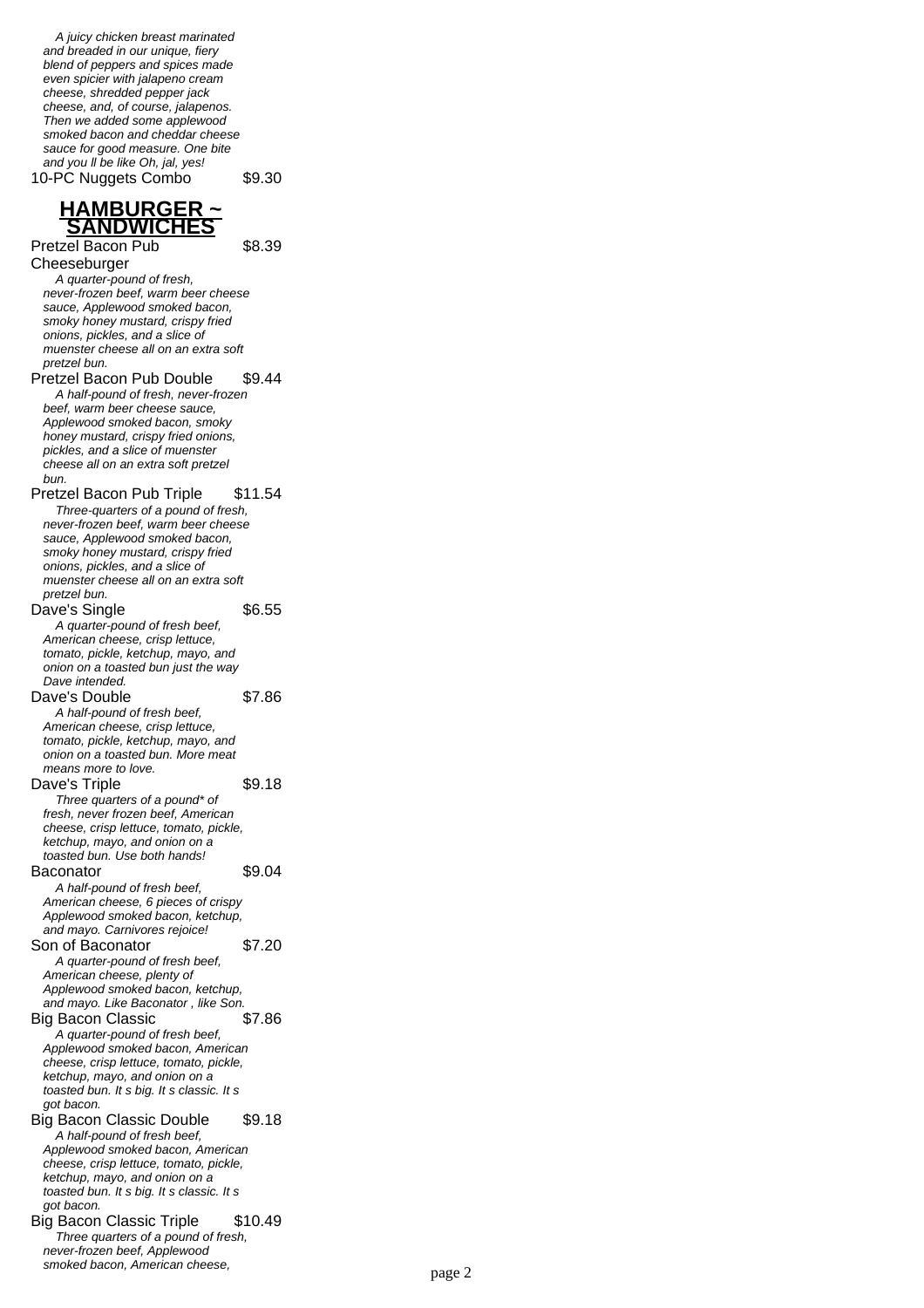*A juicy chicken breast marinated and breaded in our unique, fiery blend of peppers and spices made even spicier with jalapeno cream cheese, shredded pepper jack cheese, and, of course, jalapenos. Then we added some applewood smoked bacon and cheddar cheese sauce for good measure. One bite and you ll be like Oh, jal, yes!*

10-PC Nuggets Combo $9.30

## HAMBURGER ~ SANDWICHES

Pretzel Bacon Pub Cheeseburger $8.39

*A quarter-pound of fresh, never-frozen beef, warm beer cheese sauce, Applewood smoked bacon, smoky honey mustard, crispy fried onions, pickles, and a slice of muenster cheese all on an extra soft pretzel bun.*

Pretzel Bacon Pub Double $9.44

*A half-pound of fresh, never-frozen beef, warm beer cheese sauce, Applewood smoked bacon, smoky honey mustard, crispy fried onions, pickles, and a slice of muenster cheese all on an extra soft pretzel bun.*

Pretzel Bacon Pub Triple $11.54

*Three-quarters of a pound of fresh, never-frozen beef, warm beer cheese sauce, Applewood smoked bacon, smoky honey mustard, crispy fried onions, pickles, and a slice of muenster cheese all on an extra soft pretzel bun.*

Dave's Single $6.55

*A quarter-pound of fresh beef, American cheese, crisp lettuce, tomato, pickle, ketchup, mayo, and onion on a toasted bun just the way Dave intended.*

Dave's Double $7.86

*A half-pound of fresh beef, American cheese, crisp lettuce, tomato, pickle, ketchup, mayo, and onion on a toasted bun. More meat means more to love.*

Dave's Triple $9.18

*Three quarters of a pound* of fresh, never frozen beef, American cheese, crisp lettuce, tomato, pickle, ketchup, mayo, and onion on a toasted bun. Use both hands!*

Baconator $9.04

*A half-pound of fresh beef, American cheese, 6 pieces of crispy Applewood smoked bacon, ketchup, and mayo. Carnivores rejoice!*

Son of Baconator $7.20

*A quarter-pound of fresh beef, American cheese, plenty of Applewood smoked bacon, ketchup, and mayo. Like Baconator , like Son.*

Big Bacon Classic $7.86

*A quarter-pound of fresh beef, Applewood smoked bacon, American cheese, crisp lettuce, tomato, pickle, ketchup, mayo, and onion on a toasted bun. It s big. It s classic. It s got bacon.*

Big Bacon Classic Double $9.18

*A half-pound of fresh beef, Applewood smoked bacon, American cheese, crisp lettuce, tomato, pickle, ketchup, mayo, and onion on a toasted bun. It s big. It s classic. It s got bacon.*

Big Bacon Classic Triple $10.49

*Three quarters of a pound of fresh, never-frozen beef, Applewood smoked bacon, American cheese,*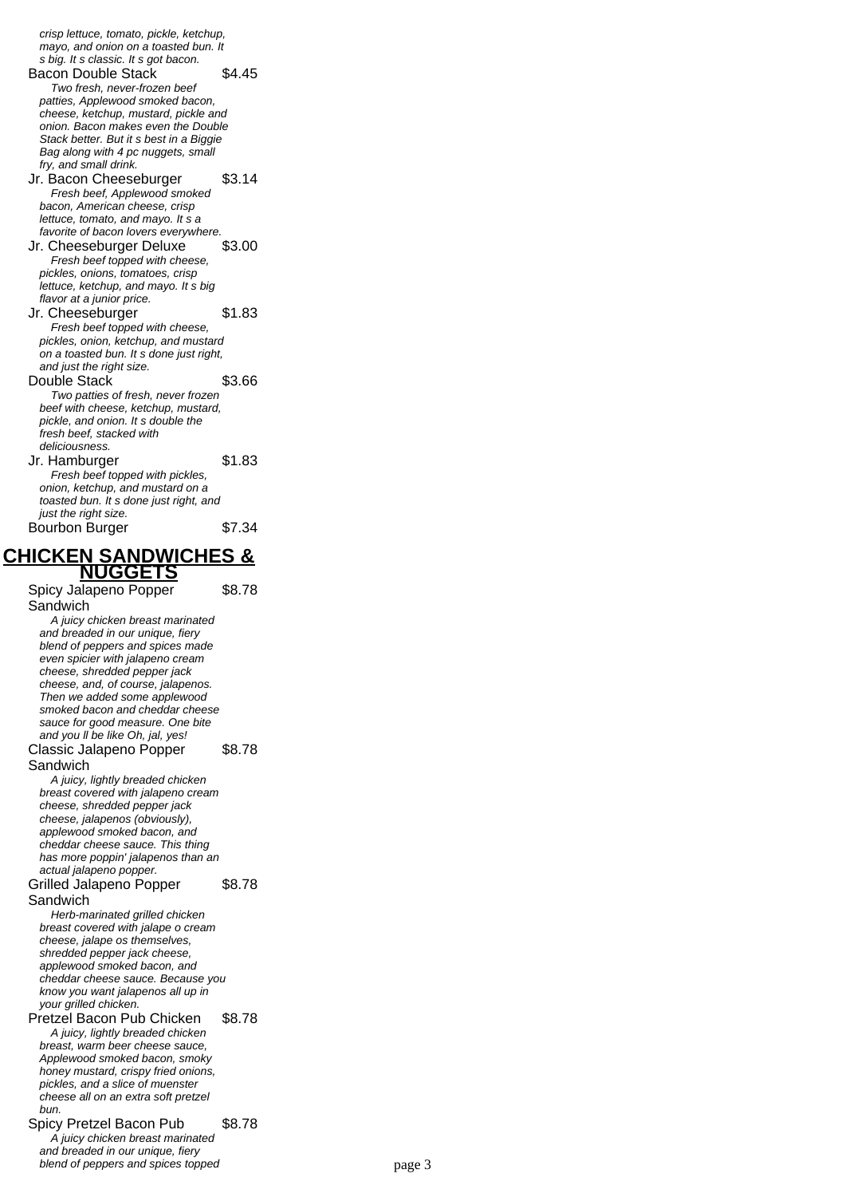*crisp lettuce, tomato, pickle, ketchup, mayo, and onion on a toasted bun. It s big. It s classic. It s got bacon.*

Bacon Double Stack $4.45

*Two fresh, never-frozen beef patties, Applewood smoked bacon, cheese, ketchup, mustard, pickle and onion. Bacon makes even the Double Stack better. But it s best in a Biggie Bag along with 4 pc nuggets, small fry, and small drink.*

Jr. Bacon Cheeseburger $3.14

*Fresh beef, Applewood smoked bacon, American cheese, crisp lettuce, tomato, and mayo. It s a favorite of bacon lovers everywhere.*

Jr. Cheeseburger Deluxe $3.00

*Fresh beef topped with cheese, pickles, onions, tomatoes, crisp lettuce, ketchup, and mayo. It s big flavor at a junior price.*

Jr. Cheeseburger $1.83

*Fresh beef topped with cheese, pickles, onion, ketchup, and mustard on a toasted bun. It s done just right, and just the right size.*

Double Stack $3.66

*Two patties of fresh, never frozen beef with cheese, ketchup, mustard, pickle, and onion. It s double the fresh beef, stacked with deliciousness.*

Jr. Hamburger $1.83

*Fresh beef topped with pickles, onion, ketchup, and mustard on a toasted bun. It s done just right, and just the right size.*

Bourbon Burger $7.34

## CHICKEN SANDWICHES & NUGGETS

Spicy Jalapeno Popper Sandwich $8.78

*A juicy chicken breast marinated and breaded in our unique, fiery blend of peppers and spices made even spicier with jalapeno cream cheese, shredded pepper jack cheese, and, of course, jalapenos. Then we added some applewood smoked bacon and cheddar cheese sauce for good measure. One bite and you ll be like Oh, jal, yes!*

Classic Jalapeno Popper Sandwich $8.78

*A juicy, lightly breaded chicken breast covered with jalapeno cream cheese, shredded pepper jack cheese, jalapenos (obviously), applewood smoked bacon, and cheddar cheese sauce. This thing has more poppin' jalapenos than an actual jalapeno popper.*

Grilled Jalapeno Popper Sandwich $8.78

*Herb-marinated grilled chicken breast covered with jalape o cream cheese, jalape os themselves, shredded pepper jack cheese, applewood smoked bacon, and cheddar cheese sauce. Because you know you want jalapenos all up in your grilled chicken.*

Pretzel Bacon Pub Chicken $8.78

*A juicy, lightly breaded chicken breast, warm beer cheese sauce, Applewood smoked bacon, smoky honey mustard, crispy fried onions, pickles, and a slice of muenster cheese all on an extra soft pretzel bun.*

Spicy Pretzel Bacon Pub $8.78

*A juicy chicken breast marinated and breaded in our unique, fiery blend of peppers and spices topped*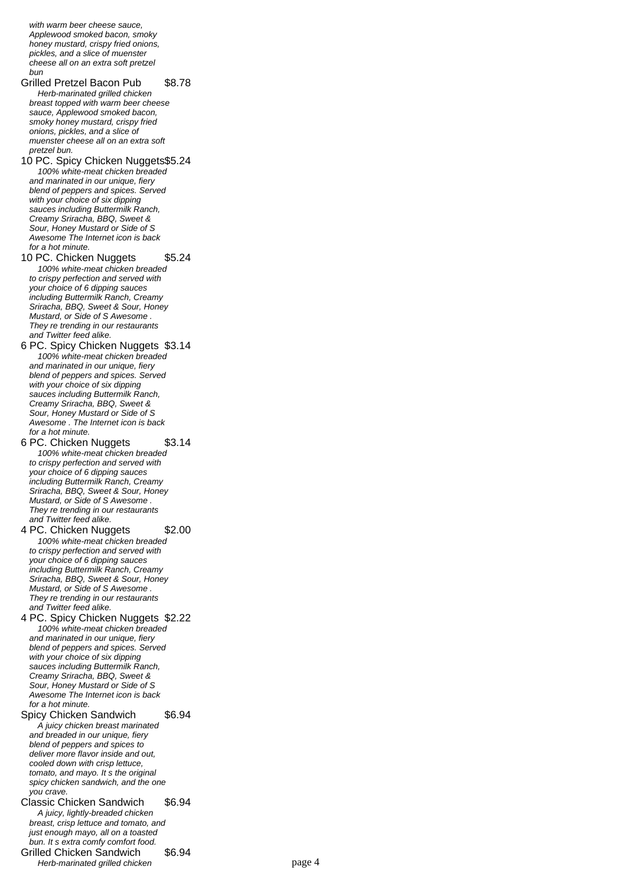*with warm beer cheese sauce, Applewood smoked bacon, smoky honey mustard, crispy fried onions, pickles, and a slice of muenster cheese all on an extra soft pretzel bun*

Grilled Pretzel Bacon Pub $8.78

*Herb-marinated grilled chicken breast topped with warm beer cheese sauce, Applewood smoked bacon, smoky honey mustard, crispy fried onions, pickles, and a slice of muenster cheese all on an extra soft pretzel bun.*

10 PC. Spicy Chicken Nuggets $5.24

*100% white-meat chicken breaded and marinated in our unique, fiery blend of peppers and spices. Served with your choice of six dipping sauces including Buttermilk Ranch, Creamy Sriracha, BBQ, Sweet & Sour, Honey Mustard or Side of S Awesome The Internet icon is back for a hot minute.*

10 PC. Chicken Nuggets $5.24

*100% white-meat chicken breaded to crispy perfection and served with your choice of 6 dipping sauces including Buttermilk Ranch, Creamy Sriracha, BBQ, Sweet & Sour, Honey Mustard, or Side of S Awesome . They re trending in our restaurants and Twitter feed alike.*

6 PC. Spicy Chicken Nuggets $3.14

*100% white-meat chicken breaded and marinated in our unique, fiery blend of peppers and spices. Served with your choice of six dipping sauces including Buttermilk Ranch, Creamy Sriracha, BBQ, Sweet & Sour, Honey Mustard or Side of S Awesome . The Internet icon is back for a hot minute.*

6 PC. Chicken Nuggets $3.14

*100% white-meat chicken breaded to crispy perfection and served with your choice of 6 dipping sauces including Buttermilk Ranch, Creamy Sriracha, BBQ, Sweet & Sour, Honey Mustard, or Side of S Awesome . They re trending in our restaurants and Twitter feed alike.*

4 PC. Chicken Nuggets $2.00

*100% white-meat chicken breaded to crispy perfection and served with your choice of 6 dipping sauces including Buttermilk Ranch, Creamy Sriracha, BBQ, Sweet & Sour, Honey Mustard, or Side of S Awesome . They re trending in our restaurants and Twitter feed alike.*

4 PC. Spicy Chicken Nuggets $2.22

*100% white-meat chicken breaded and marinated in our unique, fiery blend of peppers and spices. Served with your choice of six dipping sauces including Buttermilk Ranch, Creamy Sriracha, BBQ, Sweet & Sour, Honey Mustard or Side of S Awesome The Internet icon is back for a hot minute.*

Spicy Chicken Sandwich $6.94

*A juicy chicken breast marinated and breaded in our unique, fiery blend of peppers and spices to deliver more flavor inside and out, cooled down with crisp lettuce, tomato, and mayo. It s the original spicy chicken sandwich, and the one you crave.*

Classic Chicken Sandwich $6.94

*A juicy, lightly-breaded chicken breast, crisp lettuce and tomato, and just enough mayo, all on a toasted bun. It s extra comfy comfort food.*

Grilled Chicken Sandwich $6.94

*Herb-marinated grilled chicken*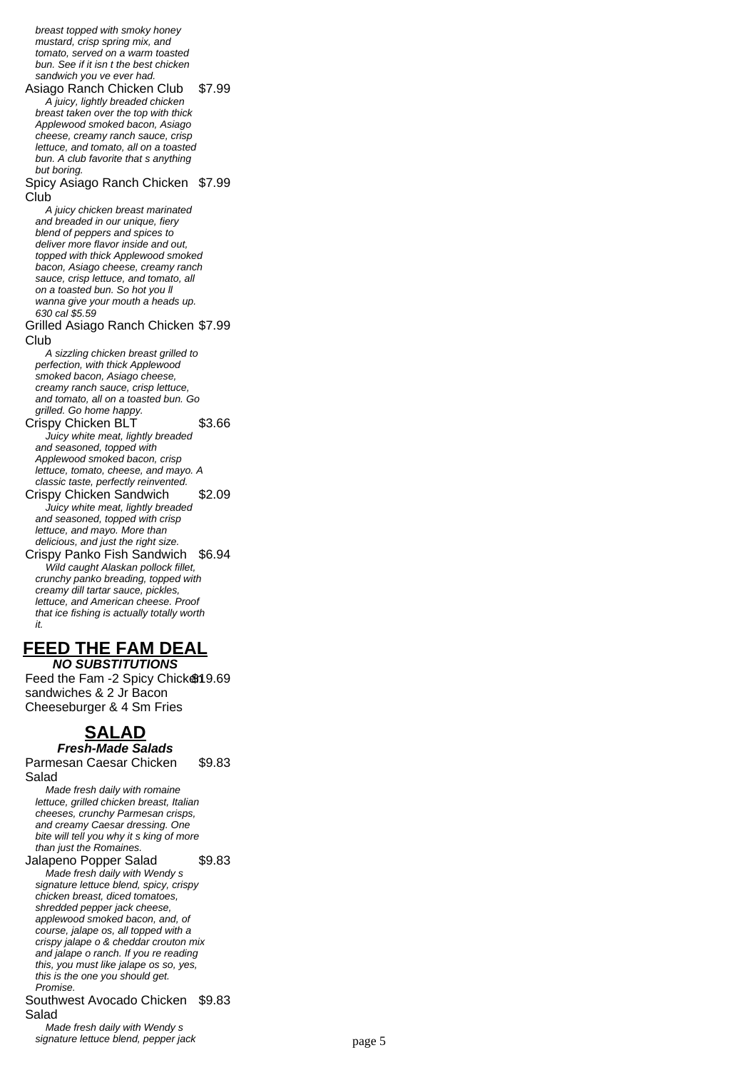*breast topped with smoky honey mustard, crisp spring mix, and tomato, served on a warm toasted bun. See if it isn t the best chicken sandwich you ve ever had.*

Asiago Ranch Chicken Club $7.99

*A juicy, lightly breaded chicken breast taken over the top with thick Applewood smoked bacon, Asiago cheese, creamy ranch sauce, crisp lettuce, and tomato, all on a toasted bun. A club favorite that s anything but boring.*

Spicy Asiago Ranch Chicken Club $7.99

*A juicy chicken breast marinated and breaded in our unique, fiery blend of peppers and spices to deliver more flavor inside and out, topped with thick Applewood smoked bacon, Asiago cheese, creamy ranch sauce, crisp lettuce, and tomato, all on a toasted bun. So hot you ll wanna give your mouth a heads up. 630 cal $5.59*

Grilled Asiago Ranch Chicken Club $7.99

*A sizzling chicken breast grilled to perfection, with thick Applewood smoked bacon, Asiago cheese, creamy ranch sauce, crisp lettuce, and tomato, all on a toasted bun. Go grilled. Go home happy.*

Crispy Chicken BLT $3.66

*Juicy white meat, lightly breaded and seasoned, topped with Applewood smoked bacon, crisp lettuce, tomato, cheese, and mayo. A classic taste, perfectly reinvented.*

Crispy Chicken Sandwich $2.09

*Juicy white meat, lightly breaded and seasoned, topped with crisp lettuce, and mayo. More than delicious, and just the right size.*

Crispy Panko Fish Sandwich $6.94

*Wild caught Alaskan pollock fillet, crunchy panko breading, topped with creamy dill tartar sauce, pickles, lettuce, and American cheese. Proof that ice fishing is actually totally worth it.*

## FEED THE FAM DEAL

***NO SUBSTITUTIONS***

Feed the Fam -2 Spicy Chicken sandwiches & 2 Jr Bacon Cheeseburger & 4 Sm Fries $19.69

## SALAD

***Fresh-Made Salads***

Parmesan Caesar Chicken Salad $9.83

*Made fresh daily with romaine lettuce, grilled chicken breast, Italian cheeses, crunchy Parmesan crisps, and creamy Caesar dressing. One bite will tell you why it s king of more than just the Romaines.*

Jalapeno Popper Salad $9.83

*Made fresh daily with Wendy s signature lettuce blend, spicy, crispy chicken breast, diced tomatoes, shredded pepper jack cheese, applewood smoked bacon, and, of course, jalape os, all topped with a crispy jalape o & cheddar crouton mix and jalape o ranch. If you re reading this, you must like jalape os so, yes, this is the one you should get. Promise.*

Southwest Avocado Chicken Salad $9.83

*Made fresh daily with Wendy s signature lettuce blend, pepper jack*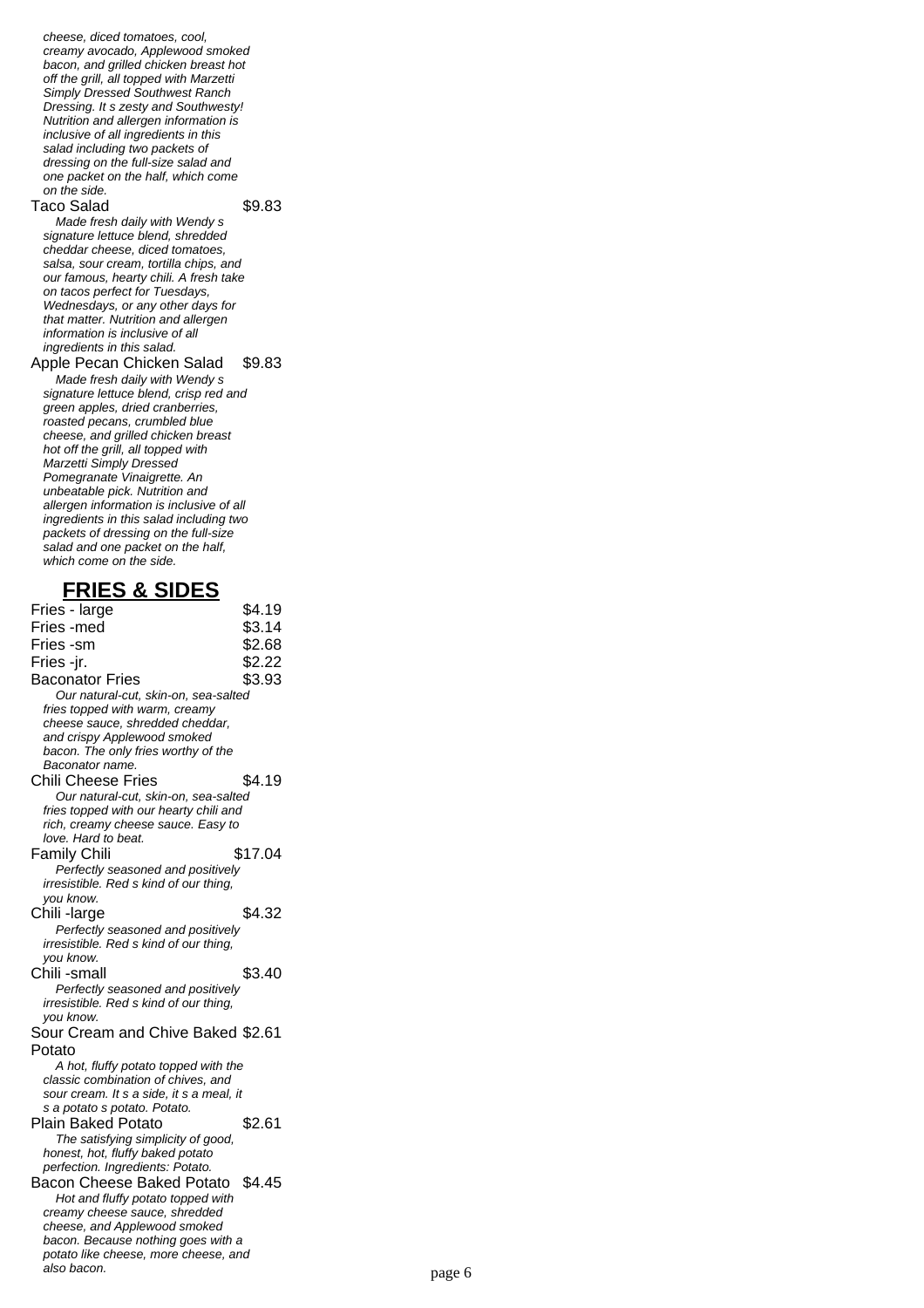*cheese, diced tomatoes, cool, creamy avocado, Applewood smoked bacon, and grilled chicken breast hot off the grill, all topped with Marzetti Simply Dressed Southwest Ranch Dressing. It s zesty and Southwesty! Nutrition and allergen information is inclusive of all ingredients in this salad including two packets of dressing on the full-size salad and one packet on the half, which come on the side.*

Taco Salad $9.83

*Made fresh daily with Wendy s signature lettuce blend, shredded cheddar cheese, diced tomatoes, salsa, sour cream, tortilla chips, and our famous, hearty chili. A fresh take on tacos perfect for Tuesdays, Wednesdays, or any other days for that matter. Nutrition and allergen information is inclusive of all ingredients in this salad.*

Apple Pecan Chicken Salad $9.83

*Made fresh daily with Wendy s signature lettuce blend, crisp red and green apples, dried cranberries, roasted pecans, crumbled blue cheese, and grilled chicken breast hot off the grill, all topped with Marzetti Simply Dressed Pomegranate Vinaigrette. An unbeatable pick. Nutrition and allergen information is inclusive of all ingredients in this salad including two packets of dressing on the full-size salad and one packet on the half, which come on the side.*

## FRIES & SIDES

Fries - large $4.19

Fries -med $3.14

Fries -sm $2.68

Fries -jr. $2.22

Baconator Fries $3.93

*Our natural-cut, skin-on, sea-salted fries topped with warm, creamy cheese sauce, shredded cheddar, and crispy Applewood smoked bacon. The only fries worthy of the Baconator name.*

Chili Cheese Fries $4.19

*Our natural-cut, skin-on, sea-salted fries topped with our hearty chili and rich, creamy cheese sauce. Easy to love. Hard to beat.*

Family Chili $17.04

*Perfectly seasoned and positively irresistible. Red s kind of our thing, you know.*

Chili -large $4.32

*Perfectly seasoned and positively irresistible. Red s kind of our thing, you know.*

Chili -small $3.40

*Perfectly seasoned and positively irresistible. Red s kind of our thing, you know.*

Sour Cream and Chive Baked Potato $2.61

*A hot, fluffy potato topped with the classic combination of chives, and sour cream. It s a side, it s a meal, it s a potato s potato. Potato.*

Plain Baked Potato $2.61

*The satisfying simplicity of good, honest, hot, fluffy baked potato perfection. Ingredients: Potato.*

Bacon Cheese Baked Potato $4.45

*Hot and fluffy potato topped with creamy cheese sauce, shredded cheese, and Applewood smoked bacon. Because nothing goes with a potato like cheese, more cheese, and also bacon.*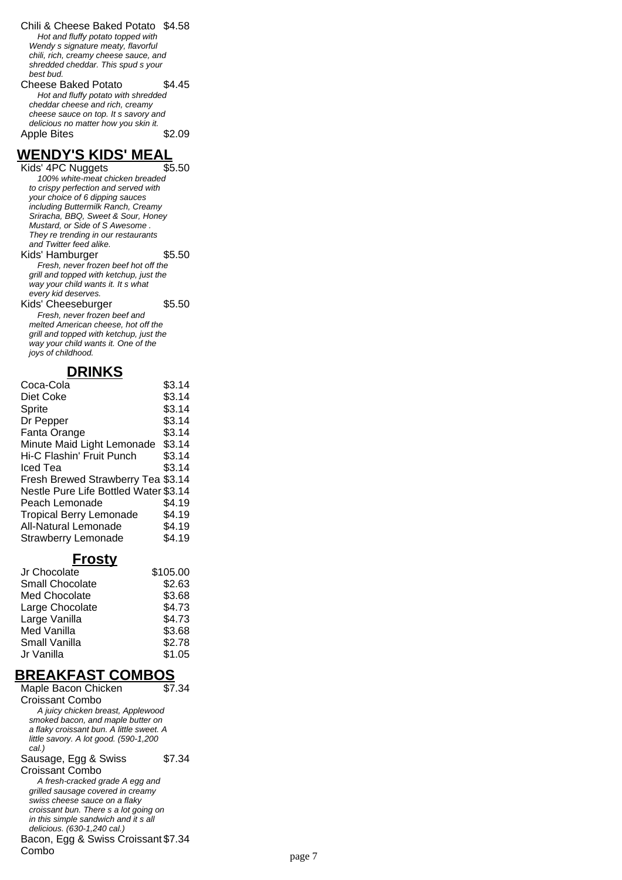Chili & Cheese Baked Potato $4.58

*Hot and fluffy potato topped with Wendy s signature meaty, flavorful chili, rich, creamy cheese sauce, and shredded cheddar. This spud s your best bud.*

Cheese Baked Potato $4.45

*Hot and fluffy potato with shredded cheddar cheese and rich, creamy cheese sauce on top. It s savory and delicious no matter how you skin it.*

Apple Bites $2.09

## WENDY'S KIDS' MEAL

Kids' 4PC Nuggets $5.50

*100% white-meat chicken breaded to crispy perfection and served with your choice of 6 dipping sauces including Buttermilk Ranch, Creamy Sriracha, BBQ, Sweet & Sour, Honey Mustard, or Side of S Awesome . They re trending in our restaurants and Twitter feed alike.*

Kids' Hamburger $5.50

*Fresh, never frozen beef hot off the grill and topped with ketchup, just the way your child wants it. It s what every kid deserves.*

Kids' Cheeseburger $5.50

*Fresh, never frozen beef and melted American cheese, hot off the grill and topped with ketchup, just the way your child wants it. One of the joys of childhood.*

## DRINKS

| Item | Price |
|---|---|
| Coca-Cola | $3.14 |
| Diet Coke | $3.14 |
| Sprite | $3.14 |
| Dr Pepper | $3.14 |
| Fanta Orange | $3.14 |
| Minute Maid Light Lemonade | $3.14 |
| Hi-C Flashin' Fruit Punch | $3.14 |
| Iced Tea | $3.14 |
| Fresh Brewed Strawberry Tea | $3.14 |
| Nestle Pure Life Bottled Water | $3.14 |
| Peach Lemonade | $4.19 |
| Tropical Berry Lemonade | $4.19 |
| All-Natural Lemonade | $4.19 |
| Strawberry Lemonade | $4.19 |

## Frosty

| Item | Price |
|---|---|
| Jr Chocolate | $105.00 |
| Small Chocolate | $2.63 |
| Med Chocolate | $3.68 |
| Large Chocolate | $4.73 |
| Large Vanilla | $4.73 |
| Med Vanilla | $3.68 |
| Small Vanilla | $2.78 |
| Jr Vanilla | $1.05 |

## BREAKFAST COMBOS

Maple Bacon Chicken Croissant Combo $7.34

*A juicy chicken breast, Applewood smoked bacon, and maple butter on a flaky croissant bun. A little sweet. A little savory. A lot good. (590-1,200 cal.)*

Sausage, Egg & Swiss Croissant Combo $7.34

*A fresh-cracked grade A egg and grilled sausage covered in creamy swiss cheese sauce on a flaky croissant bun. There s a lot going on in this simple sandwich and it s all delicious. (630-1,240 cal.)*

Bacon, Egg & Swiss Croissant Combo $7.34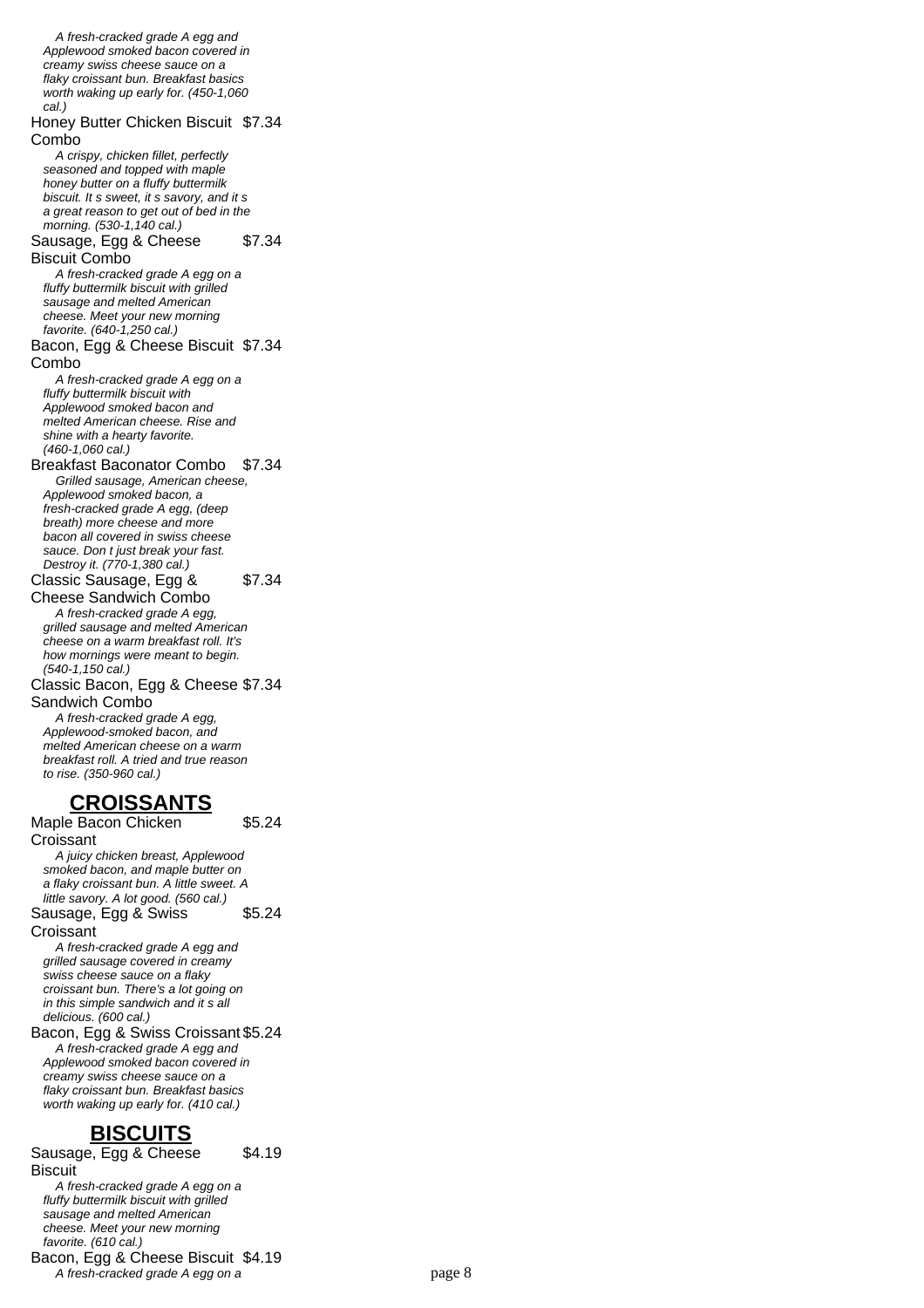*A fresh-cracked grade A egg and Applewood smoked bacon covered in creamy swiss cheese sauce on a flaky croissant bun. Breakfast basics worth waking up early for. (450-1,060 cal.)*

Honey Butter Chicken Biscuit Combo $7.34

*A crispy, chicken fillet, perfectly seasoned and topped with maple honey butter on a fluffy buttermilk biscuit. It s sweet, it s savory, and it s a great reason to get out of bed in the morning. (530-1,140 cal.)*

Sausage, Egg & Cheese Biscuit Combo $7.34

*A fresh-cracked grade A egg on a fluffy buttermilk biscuit with grilled sausage and melted American cheese. Meet your new morning favorite. (640-1,250 cal.)*

Bacon, Egg & Cheese Biscuit Combo $7.34

*A fresh-cracked grade A egg on a fluffy buttermilk biscuit with Applewood smoked bacon and melted American cheese. Rise and shine with a hearty favorite. (460-1,060 cal.)*

Breakfast Baconator Combo $7.34

*Grilled sausage, American cheese, Applewood smoked bacon, a fresh-cracked grade A egg, (deep breath) more cheese and more bacon all covered in swiss cheese sauce. Don t just break your fast. Destroy it. (770-1,380 cal.)*

Classic Sausage, Egg & Cheese Sandwich Combo $7.34

*A fresh-cracked grade A egg, grilled sausage and melted American cheese on a warm breakfast roll. It's how mornings were meant to begin. (540-1,150 cal.)*

Classic Bacon, Egg & Cheese Sandwich Combo $7.34

*A fresh-cracked grade A egg, Applewood-smoked bacon, and melted American cheese on a warm breakfast roll. A tried and true reason to rise. (350-960 cal.)*

## CROISSANTS

Maple Bacon Chicken Croissant $5.24

*A juicy chicken breast, Applewood smoked bacon, and maple butter on a flaky croissant bun. A little sweet. A little savory. A lot good. (560 cal.)*

Sausage, Egg & Swiss Croissant $5.24

*A fresh-cracked grade A egg and grilled sausage covered in creamy swiss cheese sauce on a flaky croissant bun. There's a lot going on in this simple sandwich and it s all delicious. (600 cal.)*

Bacon, Egg & Swiss Croissant $5.24

*A fresh-cracked grade A egg and Applewood smoked bacon covered in creamy swiss cheese sauce on a flaky croissant bun. Breakfast basics worth waking up early for. (410 cal.)*

## BISCUITS

Sausage, Egg & Cheese Biscuit $4.19

*A fresh-cracked grade A egg on a fluffy buttermilk biscuit with grilled sausage and melted American cheese. Meet your new morning favorite. (610 cal.)*

Bacon, Egg & Cheese Biscuit $4.19

*A fresh-cracked grade A egg on a*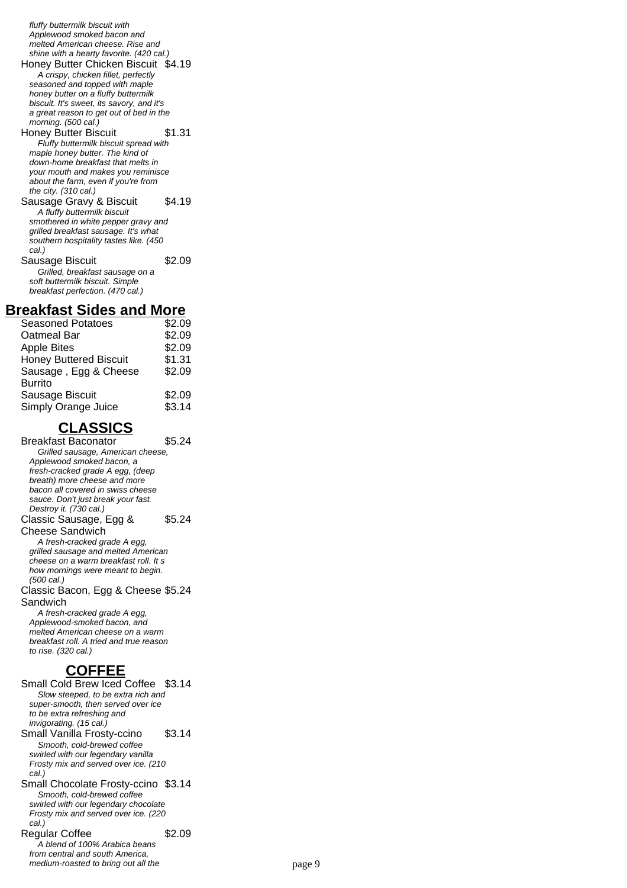*fluffy buttermilk biscuit with Applewood smoked bacon and melted American cheese. Rise and shine with a hearty favorite. (420 cal.)*

Honey Butter Chicken Biscuit $4.19

*A crispy, chicken fillet, perfectly seasoned and topped with maple honey butter on a fluffy buttermilk biscuit. It's sweet, its savory, and it's a great reason to get out of bed in the morning. (500 cal.)*

Honey Butter Biscuit $1.31

*Fluffy buttermilk biscuit spread with maple honey butter. The kind of down-home breakfast that melts in your mouth and makes you reminisce about the farm, even if you're from the city. (310 cal.)*

Sausage Gravy & Biscuit $4.19

*A fluffy buttermilk biscuit smothered in white pepper gravy and grilled breakfast sausage. It's what southern hospitality tastes like. (450 cal.)*

Sausage Biscuit $2.09

*Grilled, breakfast sausage on a soft buttermilk biscuit. Simple breakfast perfection. (470 cal.)*

## Breakfast Sides and More

| Item | Price |
| --- | --- |
| Seasoned Potatoes | $2.09 |
| Oatmeal Bar | $2.09 |
| Apple Bites | $2.09 |
| Honey Buttered Biscuit | $1.31 |
| Sausage , Egg & Cheese Burrito | $2.09 |
| Sausage Biscuit | $2.09 |
| Simply Orange Juice | $3.14 |

## CLASSICS

Breakfast Baconator $5.24

*Grilled sausage, American cheese, Applewood smoked bacon, a fresh-cracked grade A egg, (deep breath) more cheese and more bacon all covered in swiss cheese sauce. Don't just break your fast. Destroy it. (730 cal.)*

Classic Sausage, Egg & Cheese Sandwich $5.24

*A fresh-cracked grade A egg, grilled sausage and melted American cheese on a warm breakfast roll. It s how mornings were meant to begin. (500 cal.)*

Classic Bacon, Egg & Cheese Sandwich $5.24

*A fresh-cracked grade A egg, Applewood-smoked bacon, and melted American cheese on a warm breakfast roll. A tried and true reason to rise. (320 cal.)*

## COFFEE

Small Cold Brew Iced Coffee $3.14

*Slow steeped, to be extra rich and super-smooth, then served over ice to be extra refreshing and invigorating. (15 cal.)*

Small Vanilla Frosty-ccino $3.14

*Smooth, cold-brewed coffee swirled with our legendary vanilla Frosty mix and served over ice. (210 cal.)*

Small Chocolate Frosty-ccino $3.14

*Smooth, cold-brewed coffee swirled with our legendary chocolate Frosty mix and served over ice. (220 cal.)*

Regular Coffee $2.09

*A blend of 100% Arabica beans from central and south America, medium-roasted to bring out all the*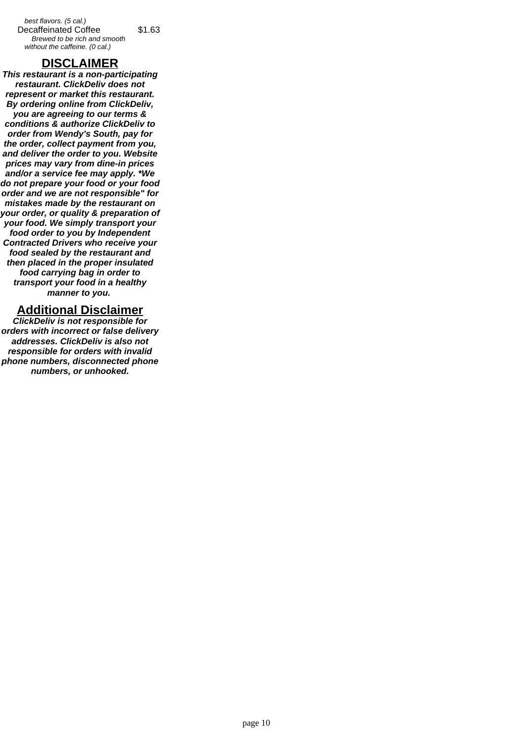*best flavors. (5 cal.)*

Decaffeinated Coffee $1.63

*Brewed to be rich and smooth without the caffeine. (0 cal.)*

## DISCLAIMER

***This restaurant is a non-participating restaurant. ClickDeliv does not represent or market this restaurant. By ordering online from ClickDeliv, you are agreeing to our terms & conditions & authorize ClickDeliv to order from Wendy's South, pay for the order, collect payment from you, and deliver the order to you. Website prices may vary from dine-in prices and/or a service fee may apply. *We do not prepare your food or your food order and we are not responsible" for mistakes made by the restaurant on your order, or quality & preparation of your food. We simply transport your food order to you by Independent Contracted Drivers who receive your food sealed by the restaurant and then placed in the proper insulated food carrying bag in order to transport your food in a healthy manner to you.***

## Additional Disclaimer

***ClickDeliv is not responsible for orders with incorrect or false delivery addresses. ClickDeliv is also not responsible for orders with invalid phone numbers, disconnected phone numbers, or unhooked.***